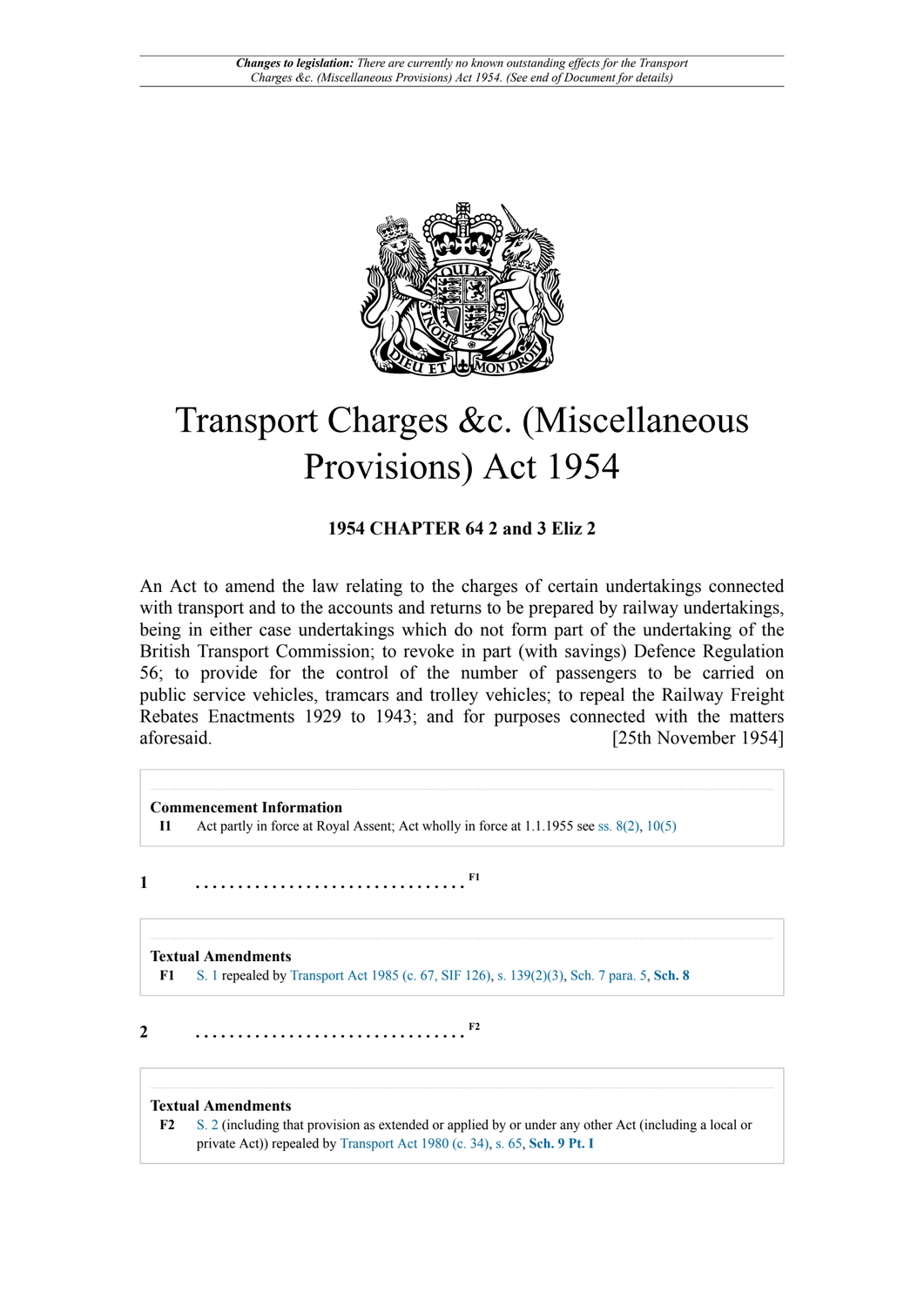# Transport Charges &c. (Miscellaneous Provisions) Act 1954

**1954 CHAPTER 64 2 and 3 Eliz 2**

An Act to amend the law relating to the charges of certain undertakings connected with transport and to the accounts and returns to be prepared by railway undertakings, being in either case undertakings which do not form part of the undertaking of the British Transport Commission; to revoke in part (with savings) Defence Regulation 56; to provide for the control of the number of passengers to be carried on public service vehicles, tramcars and trolley vehicles; to repeal the Railway Freight Rebates Enactments 1929 to 1943; and for purposes connected with the matters aforesaid. [25th November 1954]

**Commencement Information**

**I1** Act partly in force at Royal Assent; Act wholly in force at 1.1.1955 see ss. 8(2), 10(5)

**1** . . . . . . . . . . . . . . . . . . . . . . . . . . . . . . . . [F1]

**Textual Amendments**

**F1** S. 1 repealed by Transport Act 1985 (c. 67, SIF 126), s. 139(2)(3), Sch. 7 para. 5, **Sch. 8**

**2** . . . . . . . . . . . . . . . . . . . . . . . . . . . . . . . . [F2]

**Textual Amendments**

**F2** S. 2 (including that provision as extended or applied by or under any other Act (including a local or private Act)) repealed by Transport Act 1980 (c. 34), s. 65, **Sch. 9 Pt. I**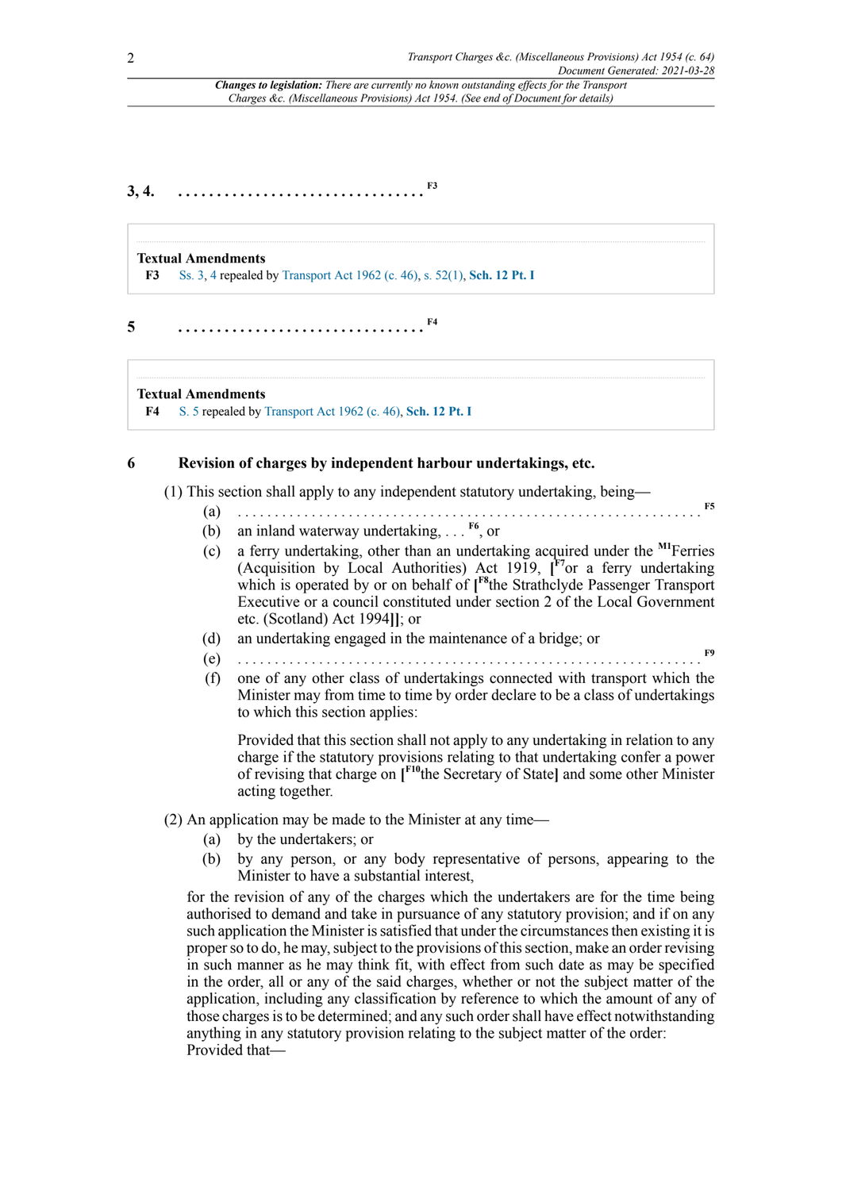**3, 4.** . . . . . . . . . . . . . . . . . . . . . . . . . . . . . . . . [F3]

**Textual Amendments**

F3 Ss. 3, 4 repealed by Transport Act 1962 (c. 46), s. 52(1), **Sch. 12 Pt. I**

**5** . . . . . . . . . . . . . . . . . . . . . . . . . . . . . . . . [F4]

**Textual Amendments**

F4 S. 5 repealed by Transport Act 1962 (c. 46), **Sch. 12 Pt. I**

## 6 Revision of charges by independent harbour undertakings, etc.

(1) This section shall apply to any independent statutory undertaking, being—

(a) . . . . . . . . . . . . . . . . . . . . . . . . . . . . . . . . . . . . . . . . . . . . . . . . . . . . . . . . . . . . . [F5]

(b) an inland waterway undertaking, . . . [F6], or

(c) a ferry undertaking, other than an undertaking acquired under the [M1]Ferries (Acquisition by Local Authorities) Act 1919, [[F7]or a ferry undertaking which is operated by or on behalf of [[F8]the Strathclyde Passenger Transport Executive or a council constituted under section 2 of the Local Government etc. (Scotland) Act 1994]]; or

(d) an undertaking engaged in the maintenance of a bridge; or

(e) . . . . . . . . . . . . . . . . . . . . . . . . . . . . . . . . . . . . . . . . . . . . . . . . . . . . . . . . . . . . . [F9]

(f) one of any other class of undertakings connected with transport which the Minister may from time to time by order declare to be a class of undertakings to which this section applies:

Provided that this section shall not apply to any undertaking in relation to any charge if the statutory provisions relating to that undertaking confer a power of revising that charge on [[F10]the Secretary of State] and some other Minister acting together.

(2) An application may be made to the Minister at any time—

(a) by the undertakers; or

(b) by any person, or any body representative of persons, appearing to the Minister to have a substantial interest,

for the revision of any of the charges which the undertakers are for the time being authorised to demand and take in pursuance of any statutory provision; and if on any such application the Minister is satisfied that under the circumstances then existing it is proper so to do, he may, subject to the provisions of this section, make an order revising in such manner as he may think fit, with effect from such date as may be specified in the order, all or any of the said charges, whether or not the subject matter of the application, including any classification by reference to which the amount of any of those charges is to be determined; and any such order shall have effect notwithstanding anything in any statutory provision relating to the subject matter of the order:
Provided that—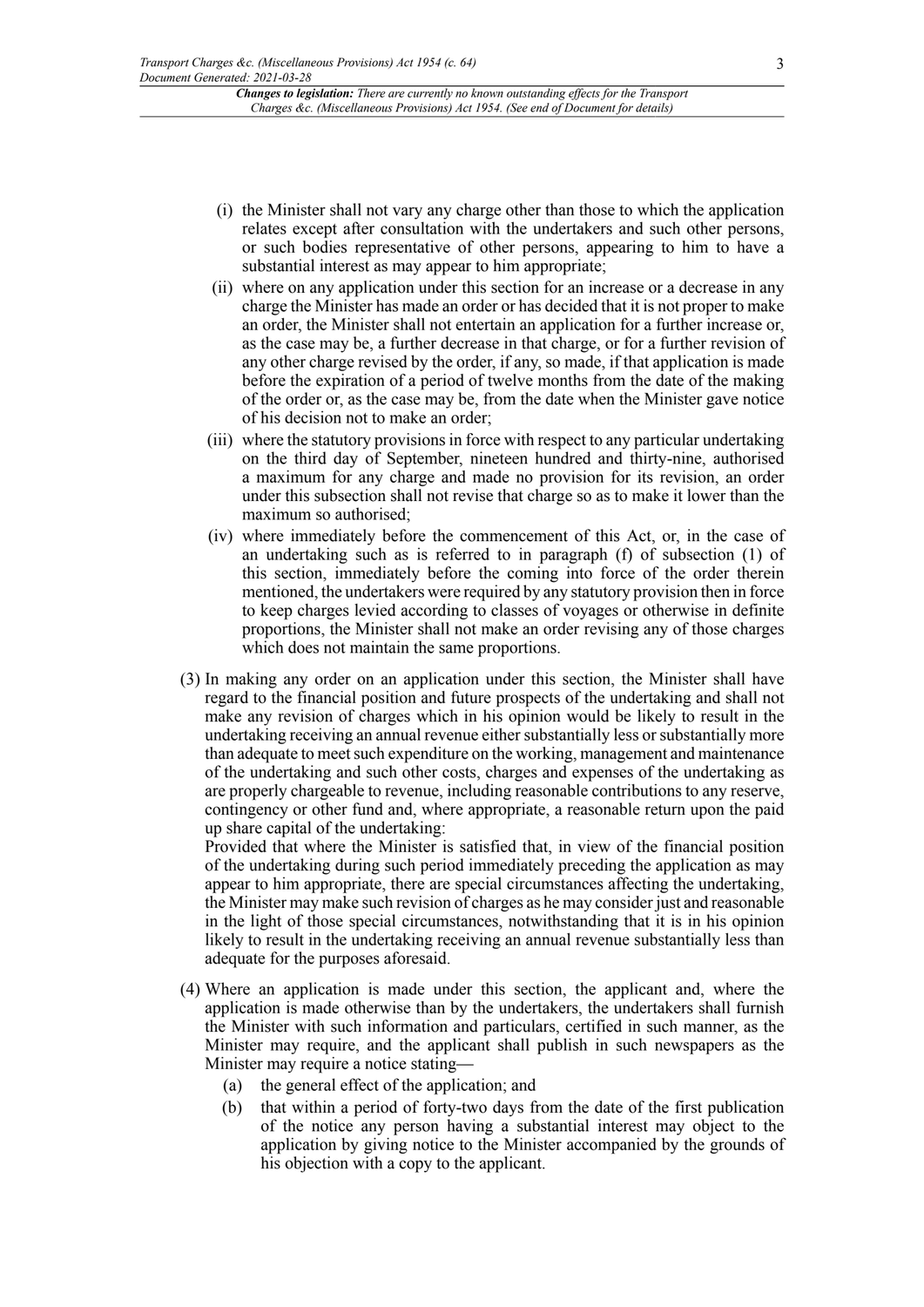- (i) the Minister shall not vary any charge other than those to which the application relates except after consultation with the undertakers and such other persons, or such bodies representative of other persons, appearing to him to have a substantial interest as may appear to him appropriate;
- (ii) where on any application under this section for an increase or a decrease in any charge the Minister has made an order or has decided that it is not proper to make an order, the Minister shall not entertain an application for a further increase or, as the case may be, a further decrease in that charge, or for a further revision of any other charge revised by the order, if any, so made, if that application is made before the expiration of a period of twelve months from the date of the making of the order or, as the case may be, from the date when the Minister gave notice of his decision not to make an order;
- (iii) where the statutory provisions in force with respect to any particular undertaking on the third day of September, nineteen hundred and thirty-nine, authorised a maximum for any charge and made no provision for its revision, an order under this subsection shall not revise that charge so as to make it lower than the maximum so authorised;
- (iv) where immediately before the commencement of this Act, or, in the case of an undertaking such as is referred to in paragraph (f) of subsection (1) of this section, immediately before the coming into force of the order therein mentioned, the undertakers were required by any statutory provision then in force to keep charges levied according to classes of voyages or otherwise in definite proportions, the Minister shall not make an order revising any of those charges which does not maintain the same proportions.

(3) In making any order on an application under this section, the Minister shall have regard to the financial position and future prospects of the undertaking and shall not make any revision of charges which in his opinion would be likely to result in the undertaking receiving an annual revenue either substantially less or substantially more than adequate to meet such expenditure on the working, management and maintenance of the undertaking and such other costs, charges and expenses of the undertaking as are properly chargeable to revenue, including reasonable contributions to any reserve, contingency or other fund and, where appropriate, a reasonable return upon the paid up share capital of the undertaking:

Provided that where the Minister is satisfied that, in view of the financial position of the undertaking during such period immediately preceding the application as may appear to him appropriate, there are special circumstances affecting the undertaking, the Minister may make such revision of charges as he may consider just and reasonable in the light of those special circumstances, notwithstanding that it is in his opinion likely to result in the undertaking receiving an annual revenue substantially less than adequate for the purposes aforesaid.

(4) Where an application is made under this section, the applicant and, where the application is made otherwise than by the undertakers, the undertakers shall furnish the Minister with such information and particulars, certified in such manner, as the Minister may require, and the applicant shall publish in such newspapers as the Minister may require a notice stating—

- (a) the general effect of the application; and
- (b) that within a period of forty-two days from the date of the first publication of the notice any person having a substantial interest may object to the application by giving notice to the Minister accompanied by the grounds of his objection with a copy to the applicant.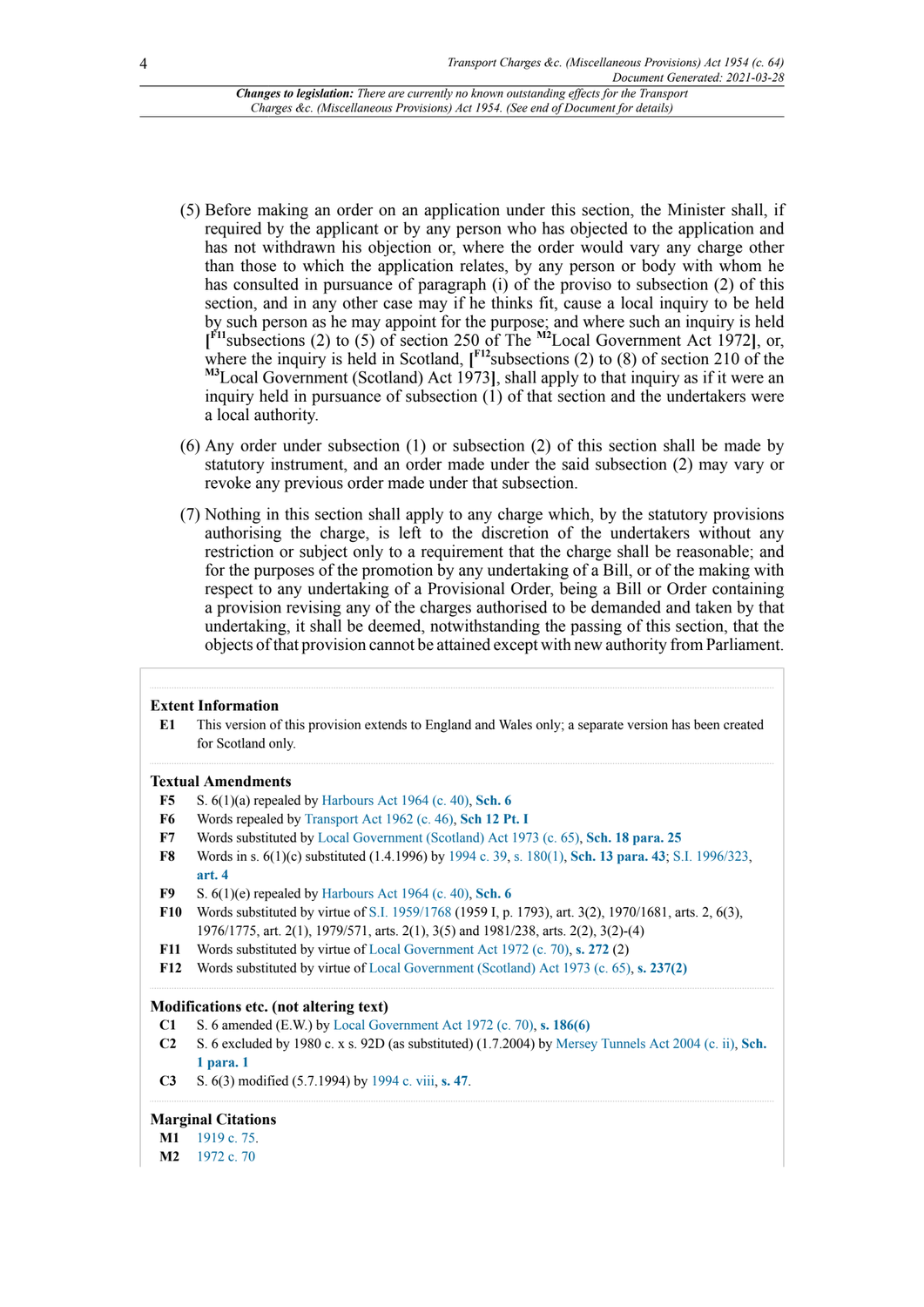(5) Before making an order on an application under this section, the Minister shall, if required by the applicant or by any person who has objected to the application and has not withdrawn his objection or, where the order would vary any charge other than those to which the application relates, by any person or body with whom he has consulted in pursuance of paragraph (i) of the proviso to subsection (2) of this section, and in any other case may if he thinks fit, cause a local inquiry to be held by such person as he may appoint for the purpose; and where such an inquiry is held [[F11]subsections (2) to (5) of section 250 of The [M2]Local Government Act 1972], or, where the inquiry is held in Scotland, [[F12]subsections (2) to (8) of section 210 of the [M3]Local Government (Scotland) Act 1973], shall apply to that inquiry as if it were an inquiry held in pursuance of subsection (1) of that section and the undertakers were a local authority.

(6) Any order under subsection (1) or subsection (2) of this section shall be made by statutory instrument, and an order made under the said subsection (2) may vary or revoke any previous order made under that subsection.

(7) Nothing in this section shall apply to any charge which, by the statutory provisions authorising the charge, is left to the discretion of the undertakers without any restriction or subject only to a requirement that the charge shall be reasonable; and for the purposes of the promotion by any undertaking of a Bill, or of the making with respect to any undertaking of a Provisional Order, being a Bill or Order containing a provision revising any of the charges authorised to be demanded and taken by that undertaking, it shall be deemed, notwithstanding the passing of this section, that the objects of that provision cannot be attained except with new authority from Parliament.

**Extent Information**

**E1** This version of this provision extends to England and Wales only; a separate version has been created for Scotland only.

**Textual Amendments**

**F5** S. 6(1)(a) repealed by Harbours Act 1964 (c. 40), **Sch. 6**

**F6** Words repealed by Transport Act 1962 (c. 46), **Sch 12 Pt. I**

**F7** Words substituted by Local Government (Scotland) Act 1973 (c. 65), **Sch. 18 para. 25**

**F8** Words in s. 6(1)(c) substituted (1.4.1996) by 1994 c. 39, s. 180(1), **Sch. 13 para. 43**; S.I. 1996/323, **art. 4**

**F9** S. 6(1)(e) repealed by Harbours Act 1964 (c. 40), **Sch. 6**

**F10** Words substituted by virtue of S.I. 1959/1768 (1959 I, p. 1793), art. 3(2), 1970/1681, arts. 2, 6(3), 1976/1775, art. 2(1), 1979/571, arts. 2(1), 3(5) and 1981/238, arts. 2(2), 3(2)-(4)

**F11** Words substituted by virtue of Local Government Act 1972 (c. 70), **s. 272** (2)

**F12** Words substituted by virtue of Local Government (Scotland) Act 1973 (c. 65), **s. 237(2)**

**Modifications etc. (not altering text)**

**C1** S. 6 amended (E.W.) by Local Government Act 1972 (c. 70), **s. 186(6)**

**C2** S. 6 excluded by 1980 c. x s. 92D (as substituted) (1.7.2004) by Mersey Tunnels Act 2004 (c. ii), **Sch. 1 para. 1**

**C3** S. 6(3) modified (5.7.1994) by 1994 c. viii, **s. 47**.

**Marginal Citations**

**M1** 1919 c. 75.

**M2** 1972 c. 70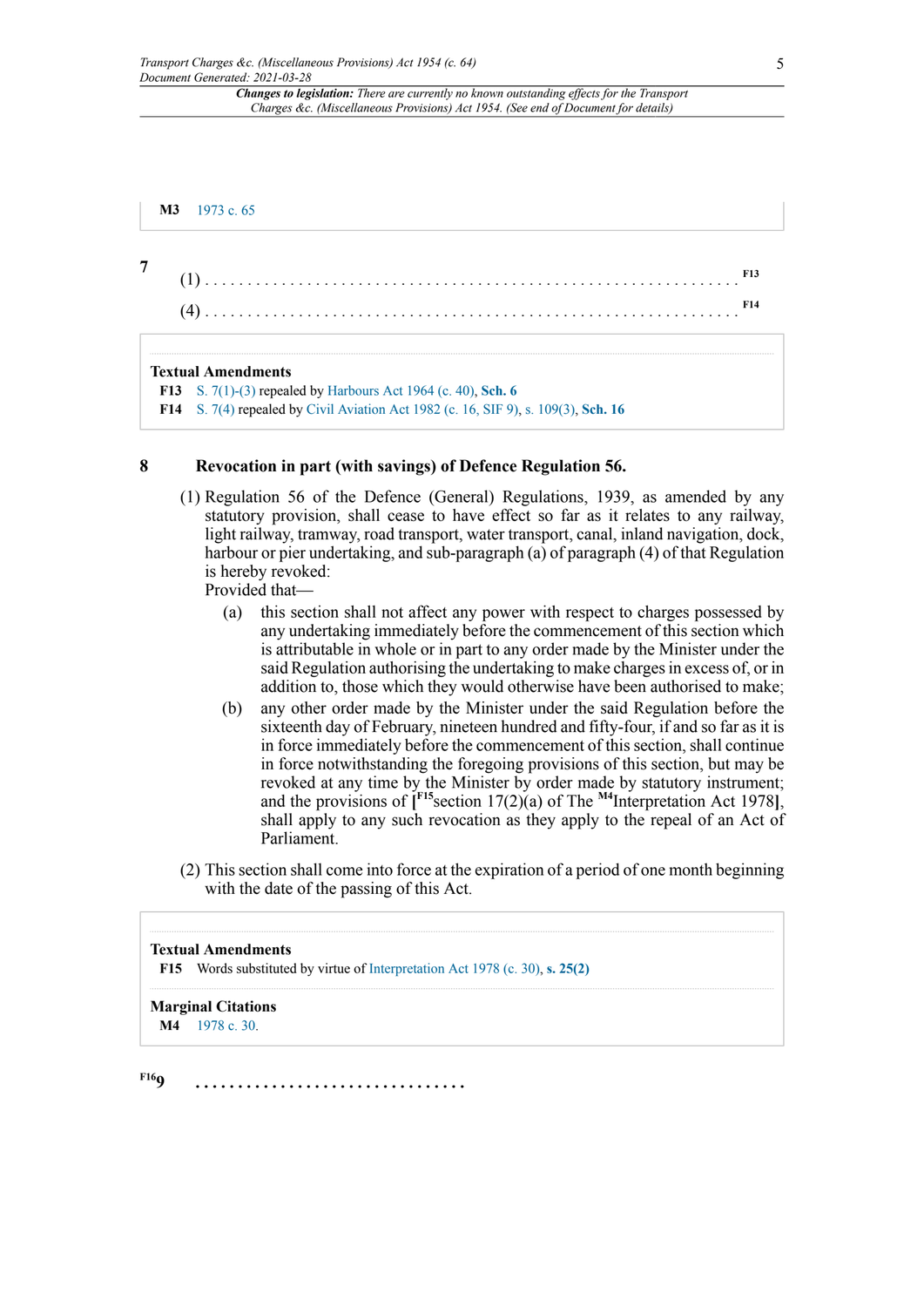**M3** 1973 c. 65

**7**

(1) . . . . . . . . . . . . . . . . . . . . . . . . . . . . . . . . . . . . . . . . . . . . . . . . . . . . . . . . . . . . . . . . F13

(4) . . . . . . . . . . . . . . . . . . . . . . . . . . . . . . . . . . . . . . . . . . . . . . . . . . . . . . . . . . . . . . . . F14

**Textual Amendments**

**F13** S. 7(1)-(3) repealed by Harbours Act 1964 (c. 40), **Sch. 6**

**F14** S. 7(4) repealed by Civil Aviation Act 1982 (c. 16, SIF 9), s. 109(3), **Sch. 16**

## 8 Revocation in part (with savings) of Defence Regulation 56.

(1) Regulation 56 of the Defence (General) Regulations, 1939, as amended by any statutory provision, shall cease to have effect so far as it relates to any railway, light railway, tramway, road transport, water transport, canal, inland navigation, dock, harbour or pier undertaking, and sub-paragraph (a) of paragraph (4) of that Regulation is hereby revoked:

Provided that—

(a) this section shall not affect any power with respect to charges possessed by any undertaking immediately before the commencement of this section which is attributable in whole or in part to any order made by the Minister under the said Regulation authorising the undertaking to make charges in excess of, or in addition to, those which they would otherwise have been authorised to make;

(b) any other order made by the Minister under the said Regulation before the sixteenth day of February, nineteen hundred and fifty-four, if and so far as it is in force immediately before the commencement of this section, shall continue in force notwithstanding the foregoing provisions of this section, but may be revoked at any time by the Minister by order made by statutory instrument; and the provisions of [F15 section 17(2)(a) of The M4 Interpretation Act 1978], shall apply to any such revocation as they apply to the repeal of an Act of Parliament.

(2) This section shall come into force at the expiration of a period of one month beginning with the date of the passing of this Act.

**Textual Amendments**

**F15** Words substituted by virtue of Interpretation Act 1978 (c. 30), **s. 25(2)**

**Marginal Citations**

**M4** 1978 c. 30.

F16 **9** . . . . . . . . . . . . . . . . . . . . . . . . . . . . . . .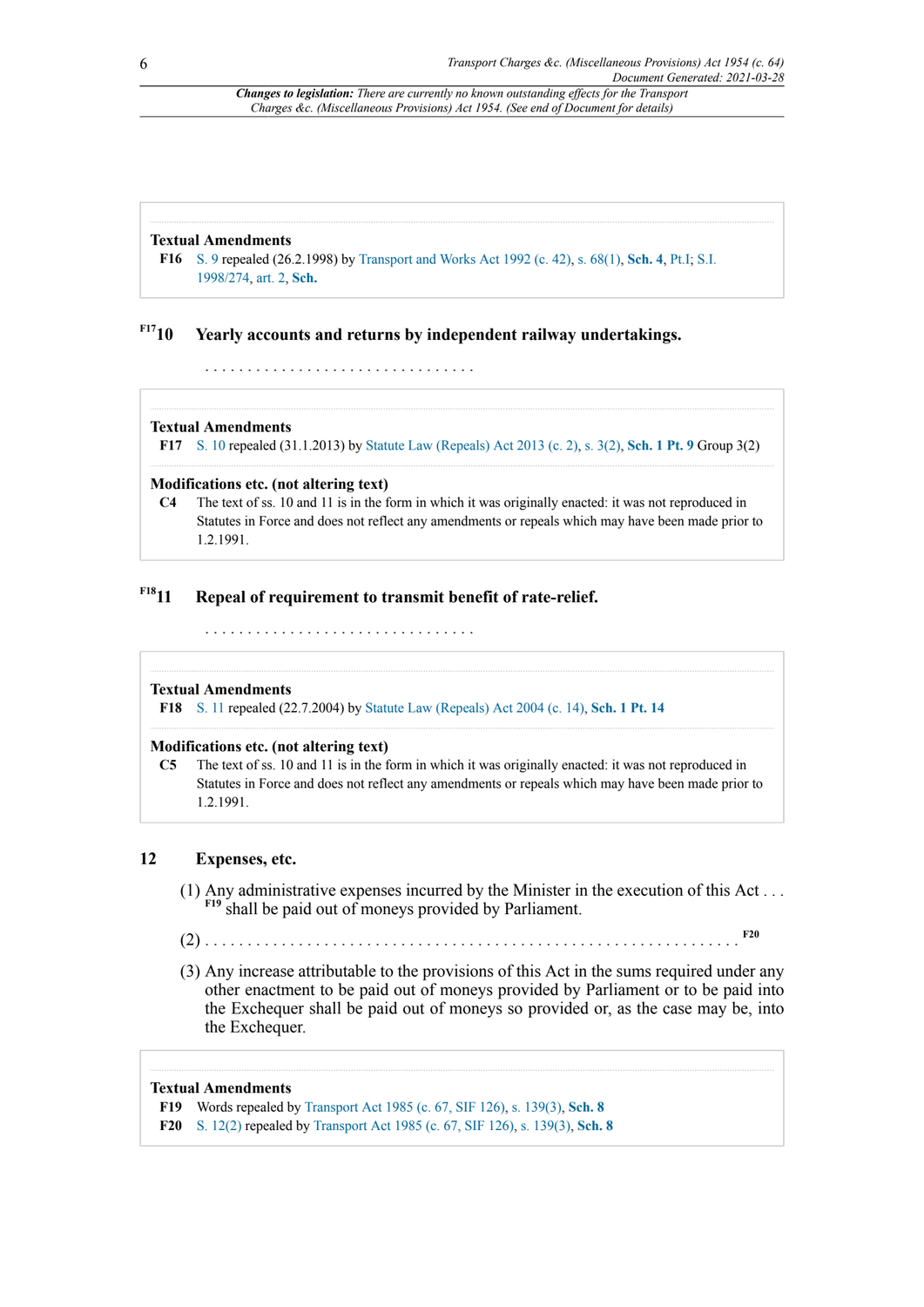**Textual Amendments**

**F16** S. 9 repealed (26.2.1998) by Transport and Works Act 1992 (c. 42), s. 68(1), **Sch. 4**, Pt.I; S.I. 1998/274, art. 2, **Sch.**

## F17 10 Yearly accounts and returns by independent railway undertakings.

. . . . . . . . . . . . . . . . . . . . . . . . . . . . . . .

**Textual Amendments**

**F17** S. 10 repealed (31.1.2013) by Statute Law (Repeals) Act 2013 (c. 2), s. 3(2), **Sch. 1 Pt. 9** Group 3(2)

**Modifications etc. (not altering text)**

**C4** The text of ss. 10 and 11 is in the form in which it was originally enacted: it was not reproduced in Statutes in Force and does not reflect any amendments or repeals which may have been made prior to 1.2.1991.

## F18 11 Repeal of requirement to transmit benefit of rate-relief.

. . . . . . . . . . . . . . . . . . . . . . . . . . . . . . .

**Textual Amendments**

**F18** S. 11 repealed (22.7.2004) by Statute Law (Repeals) Act 2004 (c. 14), **Sch. 1 Pt. 14**

**Modifications etc. (not altering text)**

**C5** The text of ss. 10 and 11 is in the form in which it was originally enacted: it was not reproduced in Statutes in Force and does not reflect any amendments or repeals which may have been made prior to 1.2.1991.

## 12 Expenses, etc.

(1) Any administrative expenses incurred by the Minister in the execution of this Act . . . F19 shall be paid out of moneys provided by Parliament.

(2) . . . . . . . . . . . . . . . . . . . . . . . . . . . . . . . . . . . . . . . . . . . . . . . . . . . . . . . . . . . . . . F20

(3) Any increase attributable to the provisions of this Act in the sums required under any other enactment to be paid out of moneys provided by Parliament or to be paid into the Exchequer shall be paid out of moneys so provided or, as the case may be, into the Exchequer.

**Textual Amendments**

**F19** Words repealed by Transport Act 1985 (c. 67, SIF 126), s. 139(3), **Sch. 8**

**F20** S. 12(2) repealed by Transport Act 1985 (c. 67, SIF 126), s. 139(3), **Sch. 8**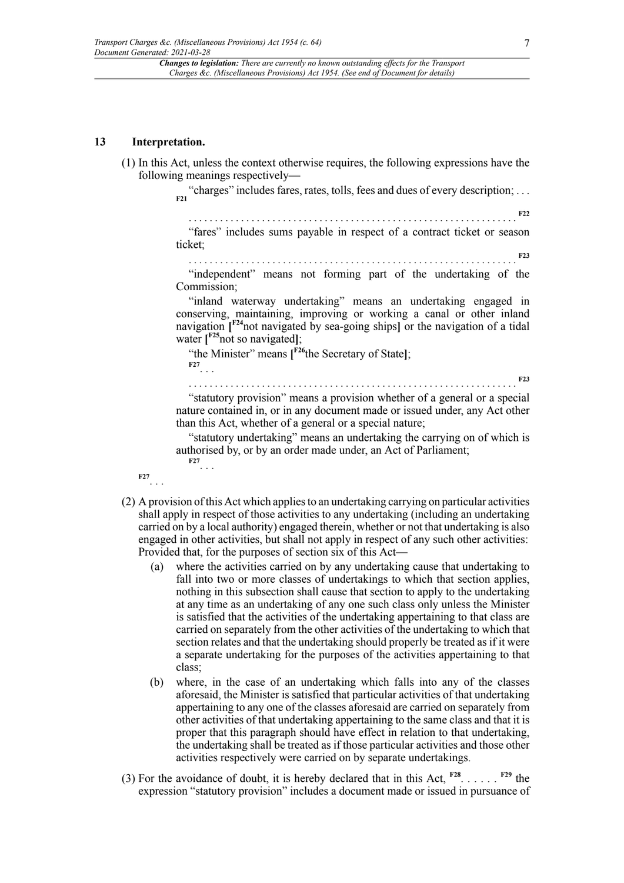## 13 Interpretation.

(1) In this Act, unless the context otherwise requires, the following expressions have the following meanings respectively—

> "charges" includes fares, rates, tolls, fees and dues of every description; . . . [F21]
>
> . . . . . . . . . . . . . . . . . . . . . . . . . . . . . . . . . . . . . . . . . . . . . . . . . . . . . . . . . . . . . [F22]
>
> "fares" includes sums payable in respect of a contract ticket or season ticket;
>
> . . . . . . . . . . . . . . . . . . . . . . . . . . . . . . . . . . . . . . . . . . . . . . . . . . . . . . . . . . . . . [F23]
>
> "independent" means not forming part of the undertaking of the Commission;
>
> "inland waterway undertaking" means an undertaking engaged in conserving, maintaining, improving or working a canal or other inland navigation [[F24]not navigated by sea-going ships] or the navigation of a tidal water [[F25]not so navigated];
>
> "the Minister" means [[F26]the Secretary of State];
>
> [F27] . . .
>
> . . . . . . . . . . . . . . . . . . . . . . . . . . . . . . . . . . . . . . . . . . . . . . . . . . . . . . . . . . . . . [F23]
>
> "statutory provision" means a provision whether of a general or a special nature contained in, or in any document made or issued under, any Act other than this Act, whether of a general or a special nature;
>
> "statutory undertaking" means an undertaking the carrying on of which is authorised by, or by an order made under, an Act of Parliament;
>
> [F27] . . .

[F27] . . .

(2) A provision of this Act which applies to an undertaking carrying on particular activities shall apply in respect of those activities to any undertaking (including an undertaking carried on by a local authority) engaged therein, whether or not that undertaking is also engaged in other activities, but shall not apply in respect of any such other activities: Provided that, for the purposes of section six of this Act—

- (a) where the activities carried on by any undertaking cause that undertaking to fall into two or more classes of undertakings to which that section applies, nothing in this subsection shall cause that section to apply to the undertaking at any time as an undertaking of any one such class only unless the Minister is satisfied that the activities of the undertaking appertaining to that class are carried on separately from the other activities of the undertaking to which that section relates and that the undertaking should properly be treated as if it were a separate undertaking for the purposes of the activities appertaining to that class;
- (b) where, in the case of an undertaking which falls into any of the classes aforesaid, the Minister is satisfied that particular activities of that undertaking appertaining to any one of the classes aforesaid are carried on separately from other activities of that undertaking appertaining to the same class and that it is proper that this paragraph should have effect in relation to that undertaking, the undertaking shall be treated as if those particular activities and those other activities respectively were carried on by separate undertakings.

(3) For the avoidance of doubt, it is hereby declared that in this Act, [F28]. . . . . . [F29] the expression "statutory provision" includes a document made or issued in pursuance of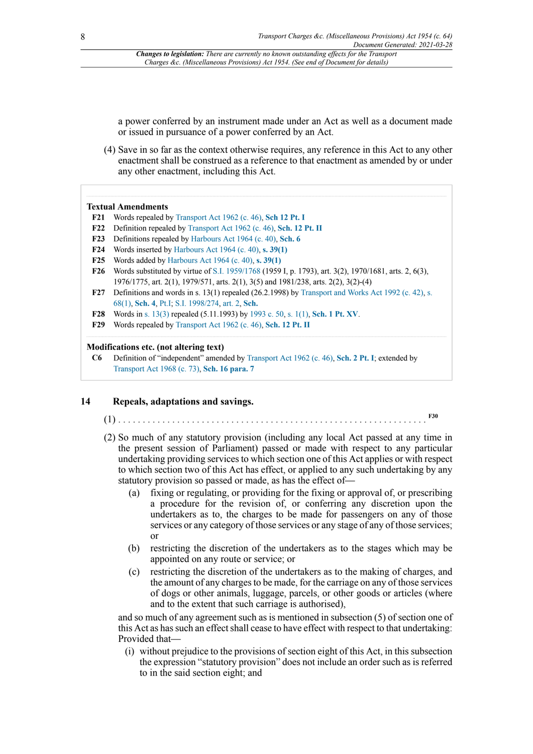a power conferred by an instrument made under an Act as well as a document made or issued in pursuance of a power conferred by an Act.

(4) Save in so far as the context otherwise requires, any reference in this Act to any other enactment shall be construed as a reference to that enactment as amended by or under any other enactment, including this Act.

**Textual Amendments**

**F21** Words repealed by Transport Act 1962 (c. 46), **Sch 12 Pt. I**

**F22** Definition repealed by Transport Act 1962 (c. 46), **Sch. 12 Pt. II**

**F23** Definitions repealed by Harbours Act 1964 (c. 40), **Sch. 6**

**F24** Words inserted by Harbours Act 1964 (c. 40), **s. 39(1)**

**F25** Words added by Harbours Act 1964 (c. 40), **s. 39(1)**

**F26** Words substituted by virtue of S.I. 1959/1768 (1959 I, p. 1793), art. 3(2), 1970/1681, arts. 2, 6(3), 1976/1775, art. 2(1), 1979/571, arts. 2(1), 3(5) and 1981/238, arts. 2(2), 3(2)-(4)

**F27** Definitions and words in s. 13(1) repealed (26.2.1998) by Transport and Works Act 1992 (c. 42), s. 68(1), **Sch. 4**, Pt.I; S.I. 1998/274, art. 2, **Sch.**

**F28** Words in s. 13(3) repealed (5.11.1993) by 1993 c. 50, s. 1(1), **Sch. 1 Pt. XV**.

**F29** Words repealed by Transport Act 1962 (c. 46), **Sch. 12 Pt. II**

**Modifications etc. (not altering text)**

**C6** Definition of "independent" amended by Transport Act 1962 (c. 46), **Sch. 2 Pt. I**; extended by Transport Act 1968 (c. 73), **Sch. 16 para. 7**

## 14 Repeals, adaptations and savings.

(1) . . . . . . . . . . . . . . . . . . . . . . . . . . . . . . . . . . . . . . . . . . . . . . . . . . . . . . . . . . . . . F30

(2) So much of any statutory provision (including any local Act passed at any time in the present session of Parliament) passed or made with respect to any particular undertaking providing services to which section one of this Act applies or with respect to which section two of this Act has effect, or applied to any such undertaking by any statutory provision so passed or made, as has the effect of—

(a) fixing or regulating, or providing for the fixing or approval of, or prescribing a procedure for the revision of, or conferring any discretion upon the undertakers as to, the charges to be made for passengers on any of those services or any category of those services or any stage of any of those services; or

(b) restricting the discretion of the undertakers as to the stages which may be appointed on any route or service; or

(c) restricting the discretion of the undertakers as to the making of charges, and the amount of any charges to be made, for the carriage on any of those services of dogs or other animals, luggage, parcels, or other goods or articles (where and to the extent that such carriage is authorised),

and so much of any agreement such as is mentioned in subsection (5) of section one of this Act as has such an effect shall cease to have effect with respect to that undertaking: Provided that—

(i) without prejudice to the provisions of section eight of this Act, in this subsection the expression "statutory provision" does not include an order such as is referred to in the said section eight; and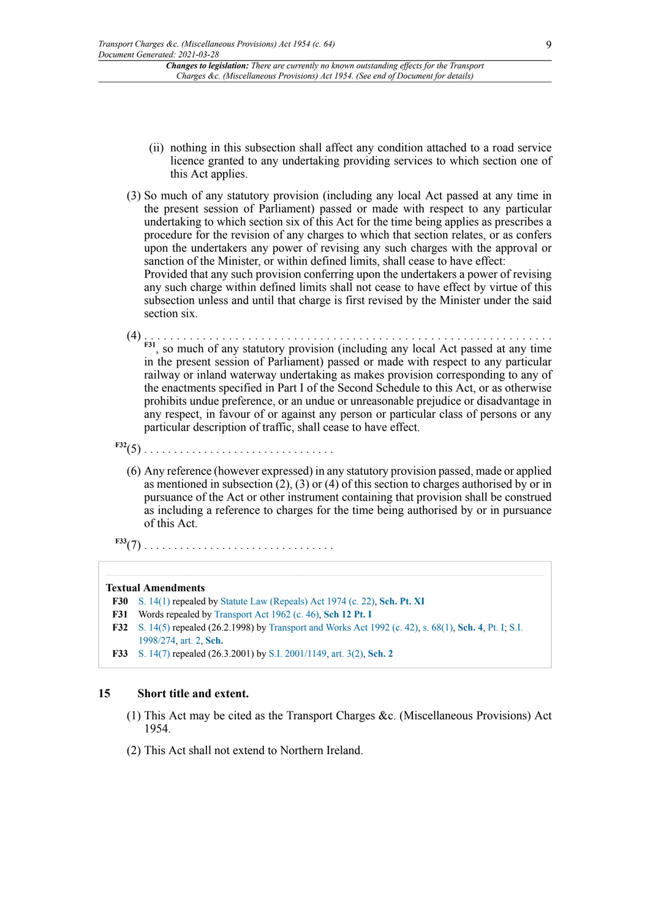(ii) nothing in this subsection shall affect any condition attached to a road service licence granted to any undertaking providing services to which section one of this Act applies.

(3) So much of any statutory provision (including any local Act passed at any time in the present session of Parliament) passed or made with respect to any particular undertaking to which section six of this Act for the time being applies as prescribes a procedure for the revision of any charges to which that section relates, or as confers upon the undertakers any power of revising any such charges with the approval or sanction of the Minister, or within defined limits, shall cease to have effect: Provided that any such provision conferring upon the undertakers a power of revising any such charge within defined limits shall not cease to have effect by virtue of this subsection unless and until that charge is first revised by the Minister under the said section six.

(4) . . . . . . . . . . . . . . . . . . . . . . . . . . . . . . . . . . . . . . . . . . . . . . . . . . . . . . . . . . . . . . . . [F31], so much of any statutory provision (including any local Act passed at any time in the present session of Parliament) passed or made with respect to any particular railway or inland waterway undertaking as makes provision corresponding to any of the enactments specified in Part I of the Second Schedule to this Act, or as otherwise prohibits undue preference, or an undue or unreasonable prejudice or disadvantage in any respect, in favour of or against any person or particular class of persons or any particular description of traffic, shall cease to have effect.

[F32](5) . . . . . . . . . . . . . . . . . . . . . . . . . . . . . . .

(6) Any reference (however expressed) in any statutory provision passed, made or applied as mentioned in subsection (2), (3) or (4) of this section to charges authorised by or in pursuance of the Act or other instrument containing that provision shall be construed as including a reference to charges for the time being authorised by or in pursuance of this Act.

[F33](7) . . . . . . . . . . . . . . . . . . . . . . . . . . . . . . .

**Textual Amendments**

**F30** S. 14(1) repealed by Statute Law (Repeals) Act 1974 (c. 22), **Sch. Pt. XI**

**F31** Words repealed by Transport Act 1962 (c. 46), **Sch 12 Pt. I**

**F32** S. 14(5) repealed (26.2.1998) by Transport and Works Act 1992 (c. 42), s. 68(1), **Sch. 4**, Pt. I; S.I. 1998/274, art. 2, **Sch.**

**F33** S. 14(7) repealed (26.3.2001) by S.I. 2001/1149, art. 3(2), **Sch. 2**

### 15 Short title and extent.

(1) This Act may be cited as the Transport Charges &c. (Miscellaneous Provisions) Act 1954.

(2) This Act shall not extend to Northern Ireland.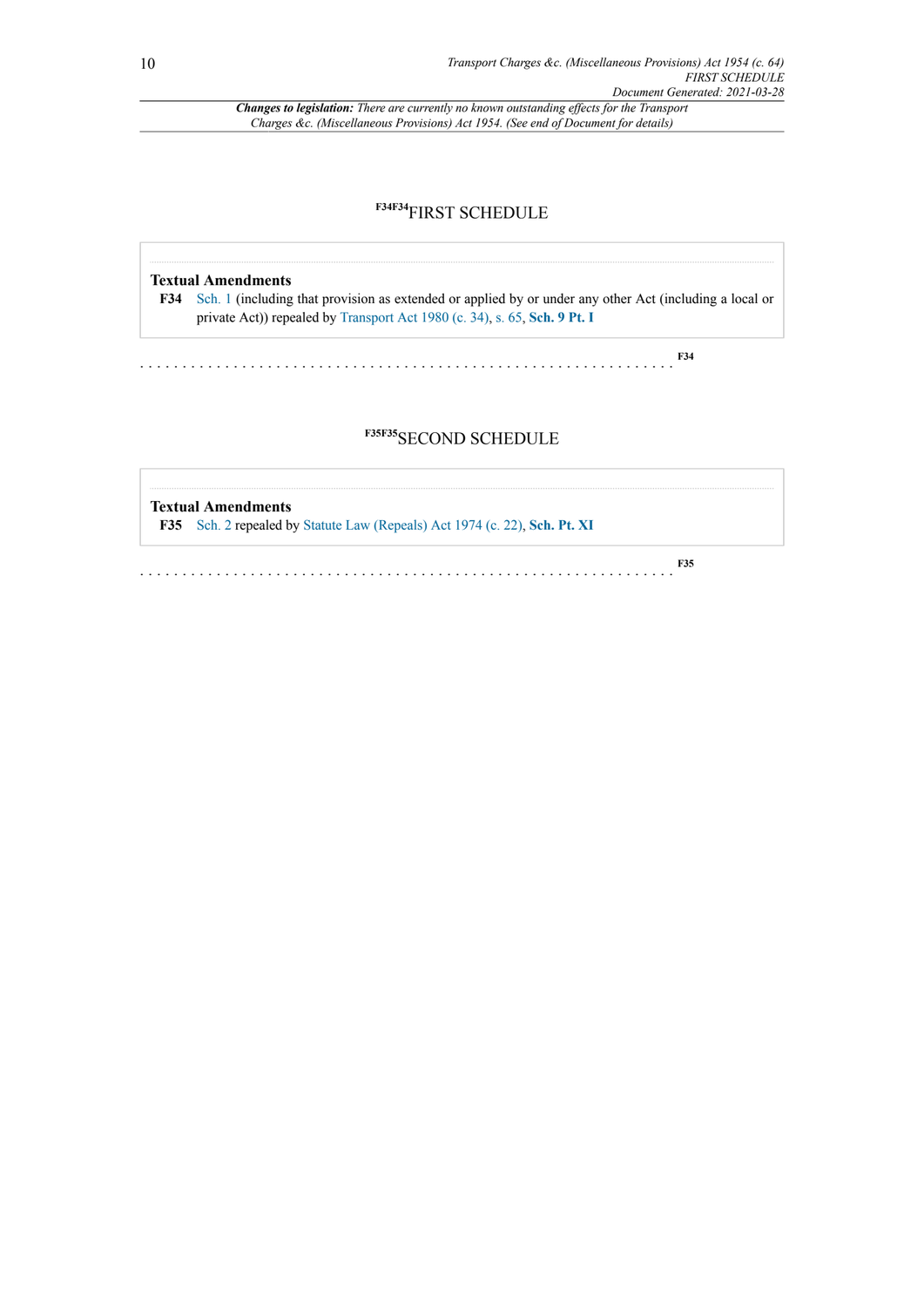# [F34F34]FIRST SCHEDULE

**Textual Amendments**

**F34** Sch. 1 (including that provision as extended or applied by or under any other Act (including a local or private Act)) repealed by Transport Act 1980 (c. 34), s. 65, **Sch. 9 Pt. I**

. . . . . . . . . . . . . . . . . . . . . . . . . . . . . . . . . . . . . . . . . . . . . . . . . . . . . . . . . . . . . . [F34]

# [F35F35]SECOND SCHEDULE

**Textual Amendments**

**F35** Sch. 2 repealed by Statute Law (Repeals) Act 1974 (c. 22), **Sch. Pt. XI**

. . . . . . . . . . . . . . . . . . . . . . . . . . . . . . . . . . . . . . . . . . . . . . . . . . . . . . . . . . . . . . [F35]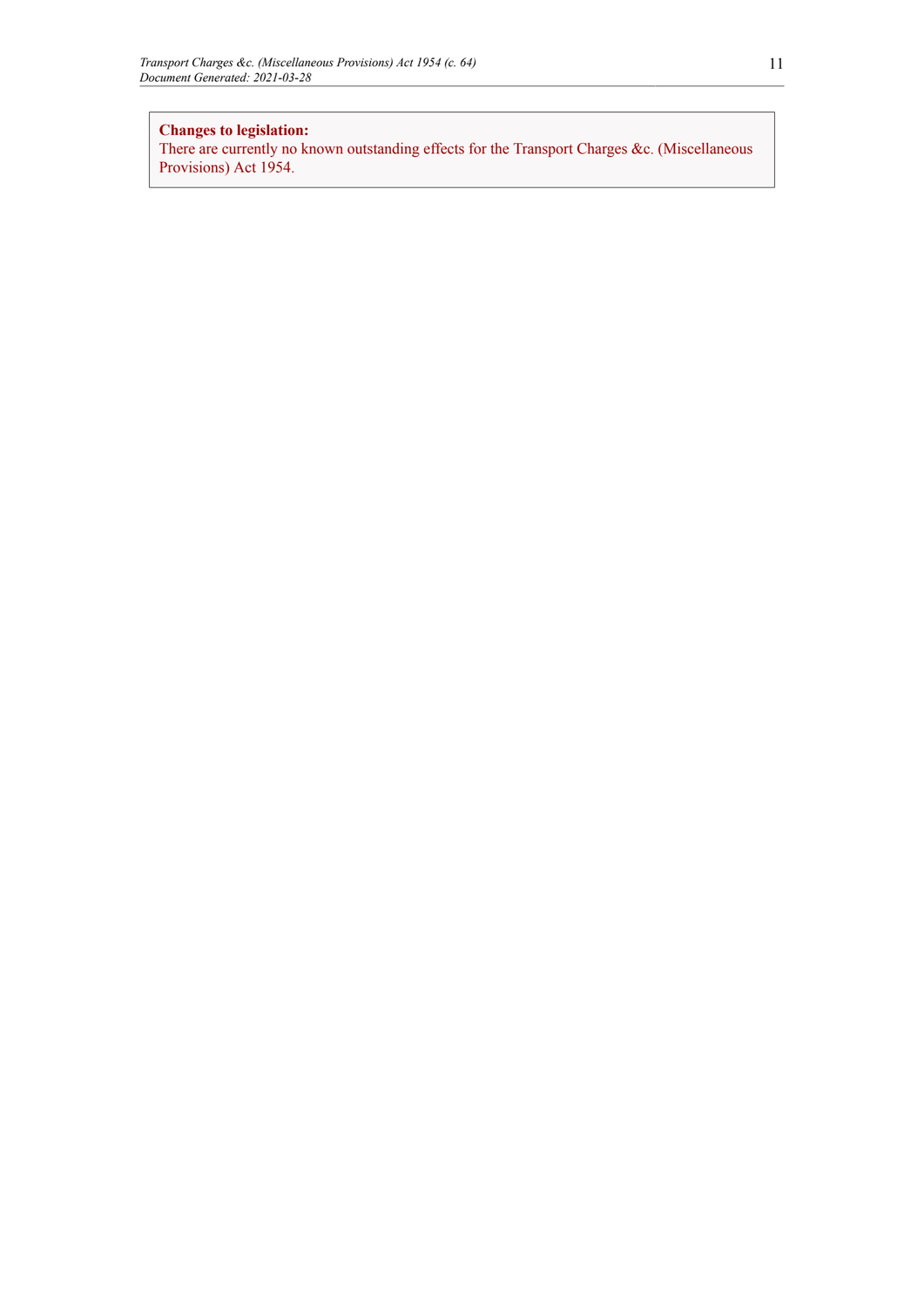**Changes to legislation:**
There are currently no known outstanding effects for the Transport Charges &c. (Miscellaneous Provisions) Act 1954.